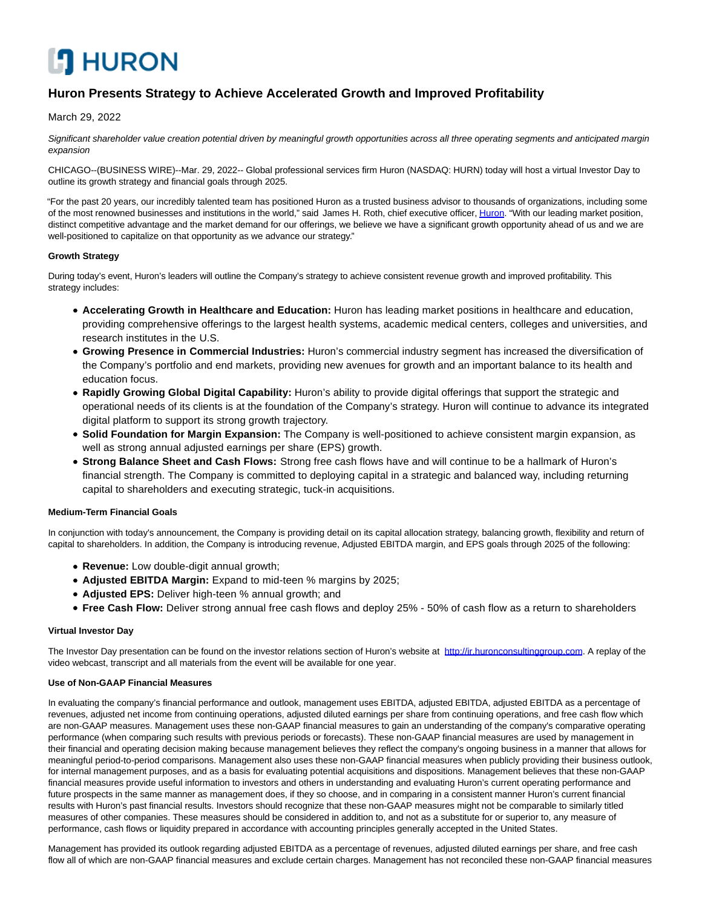# HURON

## Huron Presents Strategy to Achieve Accelerated Growth and Improved Profitability

March 29, 2022

*Significant shareholder value creation potential driven by meaningful growth opportunities across all three operating segments and anticipated margin expansion*

CHICAGO--(BUSINESS WIRE)--Mar. 29, 2022-- Global professional services firm Huron (NASDAQ: HURN) today will host a virtual Investor Day to outline its growth strategy and financial goals through 2025.

"For the past 20 years, our incredibly talented team has positioned Huron as a trusted business advisor to thousands of organizations, including some of the most renowned businesses and institutions in the world," said James H. Roth, chief executive officer, Huron. "With our leading market position, distinct competitive advantage and the market demand for our offerings, we believe we have a significant growth opportunity ahead of us and we are well-positioned to capitalize on that opportunity as we advance our strategy."

**Growth Strategy**

During today's event, Huron's leaders will outline the Company's strategy to achieve consistent revenue growth and improved profitability. This strategy includes:

- **Accelerating Growth in Healthcare and Education:** Huron has leading market positions in healthcare and education, providing comprehensive offerings to the largest health systems, academic medical centers, colleges and universities, and research institutes in the U.S.
- **Growing Presence in Commercial Industries:** Huron's commercial industry segment has increased the diversification of the Company's portfolio and end markets, providing new avenues for growth and an important balance to its health and education focus.
- **Rapidly Growing Global Digital Capability:** Huron's ability to provide digital offerings that support the strategic and operational needs of its clients is at the foundation of the Company's strategy. Huron will continue to advance its integrated digital platform to support its strong growth trajectory.
- **Solid Foundation for Margin Expansion:** The Company is well-positioned to achieve consistent margin expansion, as well as strong annual adjusted earnings per share (EPS) growth.
- **Strong Balance Sheet and Cash Flows:** Strong free cash flows have and will continue to be a hallmark of Huron's financial strength. The Company is committed to deploying capital in a strategic and balanced way, including returning capital to shareholders and executing strategic, tuck-in acquisitions.

**Medium-Term Financial Goals**

In conjunction with today's announcement, the Company is providing detail on its capital allocation strategy, balancing growth, flexibility and return of capital to shareholders. In addition, the Company is introducing revenue, Adjusted EBITDA margin, and EPS goals through 2025 of the following:

- **Revenue:** Low double-digit annual growth;
- **Adjusted EBITDA Margin:** Expand to mid-teen % margins by 2025;
- **Adjusted EPS:** Deliver high-teen % annual growth; and
- **Free Cash Flow:** Deliver strong annual free cash flows and deploy 25% - 50% of cash flow as a return to shareholders

**Virtual Investor Day**

The Investor Day presentation can be found on the investor relations section of Huron's website at http://ir.huronconsultinggroup.com. A replay of the video webcast, transcript and all materials from the event will be available for one year.

**Use of Non-GAAP Financial Measures**

In evaluating the company's financial performance and outlook, management uses EBITDA, adjusted EBITDA, adjusted EBITDA as a percentage of revenues, adjusted net income from continuing operations, adjusted diluted earnings per share from continuing operations, and free cash flow which are non-GAAP measures. Management uses these non-GAAP financial measures to gain an understanding of the company's comparative operating performance (when comparing such results with previous periods or forecasts). These non-GAAP financial measures are used by management in their financial and operating decision making because management believes they reflect the company's ongoing business in a manner that allows for meaningful period-to-period comparisons. Management also uses these non-GAAP financial measures when publicly providing their business outlook, for internal management purposes, and as a basis for evaluating potential acquisitions and dispositions. Management believes that these non-GAAP financial measures provide useful information to investors and others in understanding and evaluating Huron's current operating performance and future prospects in the same manner as management does, if they so choose, and in comparing in a consistent manner Huron's current financial results with Huron's past financial results. Investors should recognize that these non-GAAP measures might not be comparable to similarly titled measures of other companies. These measures should be considered in addition to, and not as a substitute for or superior to, any measure of performance, cash flows or liquidity prepared in accordance with accounting principles generally accepted in the United States.

Management has provided its outlook regarding adjusted EBITDA as a percentage of revenues, adjusted diluted earnings per share, and free cash flow all of which are non-GAAP financial measures and exclude certain charges. Management has not reconciled these non-GAAP financial measures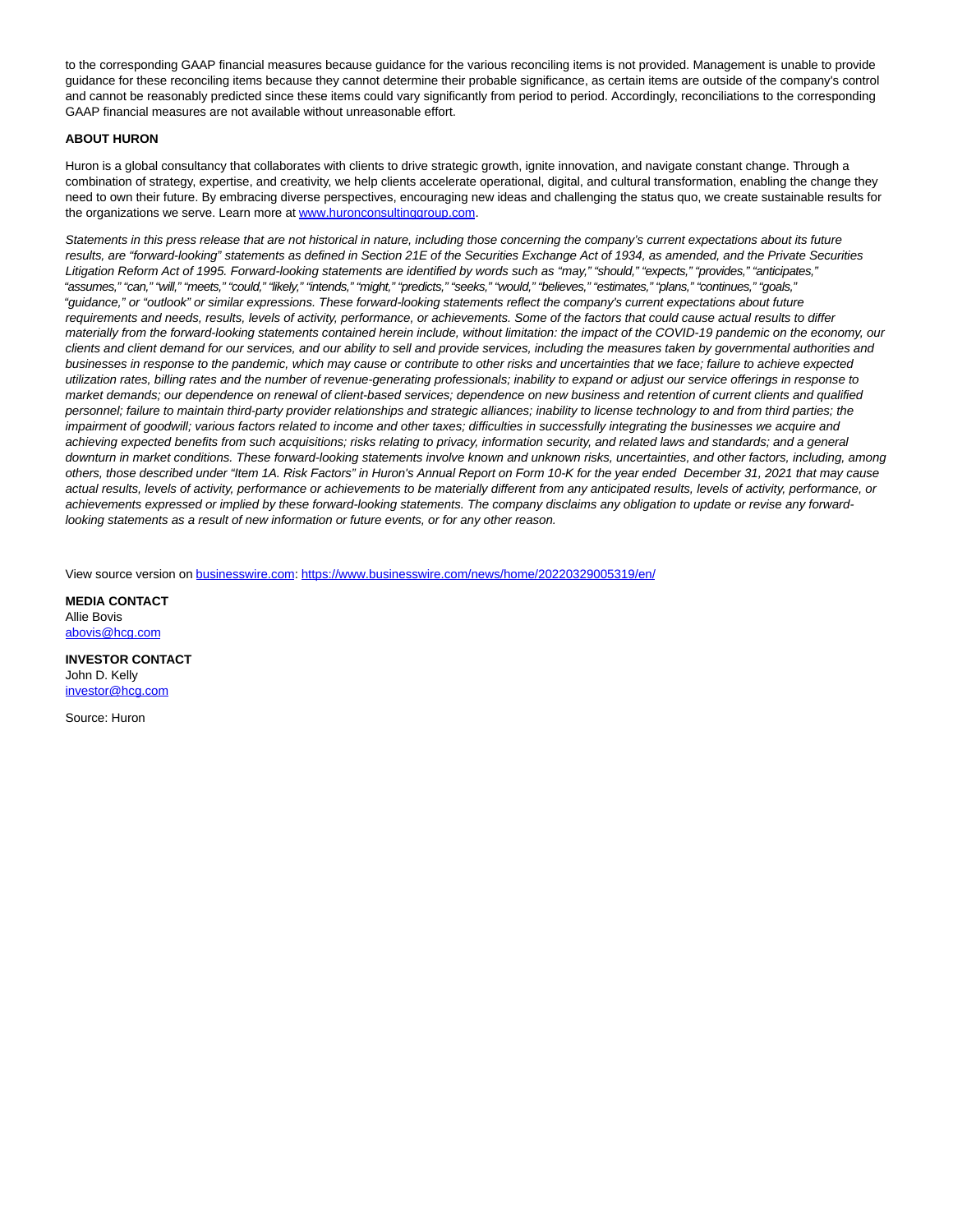to the corresponding GAAP financial measures because guidance for the various reconciling items is not provided. Management is unable to provide guidance for these reconciling items because they cannot determine their probable significance, as certain items are outside of the company's control and cannot be reasonably predicted since these items could vary significantly from period to period. Accordingly, reconciliations to the corresponding GAAP financial measures are not available without unreasonable effort.

**ABOUT HURON**

Huron is a global consultancy that collaborates with clients to drive strategic growth, ignite innovation, and navigate constant change. Through a combination of strategy, expertise, and creativity, we help clients accelerate operational, digital, and cultural transformation, enabling the change they need to own their future. By embracing diverse perspectives, encouraging new ideas and challenging the status quo, we create sustainable results for the organizations we serve. Learn more at [www.huronconsultinggroup.com](http://www.huronconsultinggroup.com).

*Statements in this press release that are not historical in nature, including those concerning the company's current expectations about its future results, are "forward-looking" statements as defined in Section 21E of the Securities Exchange Act of 1934, as amended, and the Private Securities Litigation Reform Act of 1995. Forward-looking statements are identified by words such as "may," "should," "expects," "provides," "anticipates," "assumes," "can," "will," "meets," "could," "likely," "intends," "might," "predicts," "seeks," "would," "believes," "estimates," "plans," "continues," "goals," "guidance," or "outlook" or similar expressions. These forward-looking statements reflect the company's current expectations about future requirements and needs, results, levels of activity, performance, or achievements. Some of the factors that could cause actual results to differ materially from the forward-looking statements contained herein include, without limitation: the impact of the COVID-19 pandemic on the economy, our clients and client demand for our services, and our ability to sell and provide services, including the measures taken by governmental authorities and businesses in response to the pandemic, which may cause or contribute to other risks and uncertainties that we face; failure to achieve expected utilization rates, billing rates and the number of revenue-generating professionals; inability to expand or adjust our service offerings in response to market demands; our dependence on renewal of client-based services; dependence on new business and retention of current clients and qualified personnel; failure to maintain third-party provider relationships and strategic alliances; inability to license technology to and from third parties; the impairment of goodwill; various factors related to income and other taxes; difficulties in successfully integrating the businesses we acquire and achieving expected benefits from such acquisitions; risks relating to privacy, information security, and related laws and standards; and a general downturn in market conditions. These forward-looking statements involve known and unknown risks, uncertainties, and other factors, including, among others, those described under "Item 1A. Risk Factors" in Huron's Annual Report on Form 10-K for the year ended December 31, 2021 that may cause actual results, levels of activity, performance or achievements to be materially different from any anticipated results, levels of activity, performance, or achievements expressed or implied by these forward-looking statements. The company disclaims any obligation to update or revise any forward-looking statements as a result of new information or future events, or for any other reason.*

View source version on [businesswire.com](http://businesswire.com): [https://www.businesswire.com/news/home/20220329005319/en/](https://www.businesswire.com/news/home/20220329005319/en/)

**MEDIA CONTACT**
Allie Bovis
[abovis@hcg.com](mailto:abovis@hcg.com)

**INVESTOR CONTACT**
John D. Kelly
[investor@hcg.com](mailto:investor@hcg.com)

Source: Huron